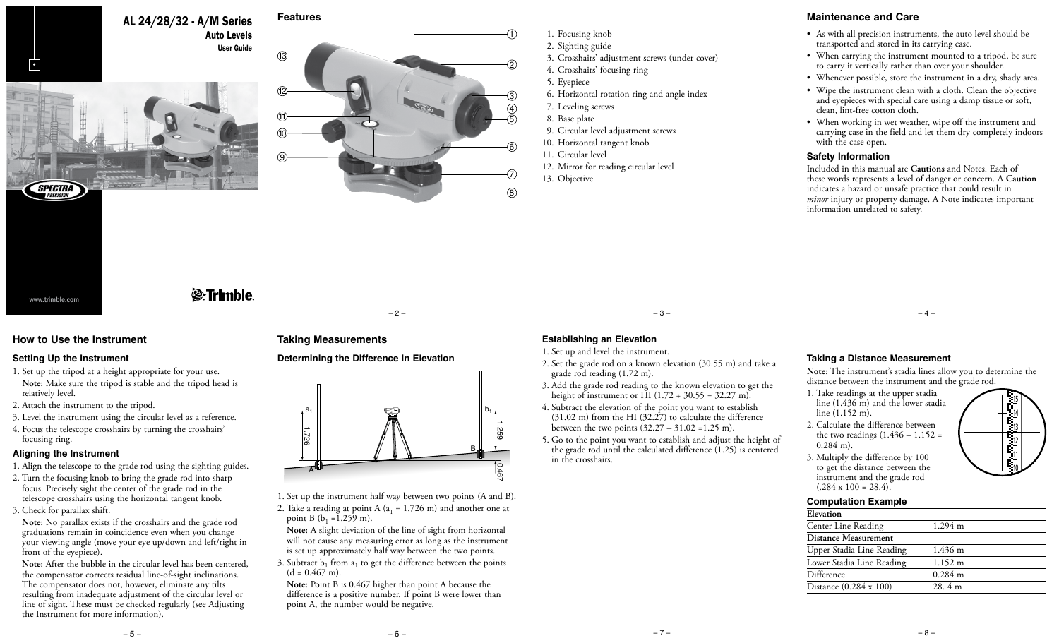# AL 24/28/32 - A/M Series

## Auto Levels

User Guide

www.trimble.com

## Features

1. Focusing knob
2. Sighting guide
3. Crosshairs' adjustment screws (under cover)
4. Crosshairs' focusing ring
5. Eyepiece
6. Horizontal rotation ring and angle index
7. Leveling screws
8. Base plate
9. Circular level adjustment screws
10. Horizontal tangent knob
11. Circular level
12. Mirror for reading circular level
13. Objective

## Maintenance and Care

- As with all precision instruments, the auto level should be transported and stored in its carrying case.
- When carrying the instrument mounted to a tripod, be sure to carry it vertically rather than over your shoulder.
- Whenever possible, store the instrument in a dry, shady area.
- Wipe the instrument clean with a cloth. Clean the objective and eyepieces with special care using a damp tissue or soft, clean, lint-free cotton cloth.
- When working in wet weather, wipe off the instrument and carrying case in the field and let them dry completely indoors with the case open.

### Safety Information

Included in this manual are **Cautions** and Notes. Each of these words represents a level of danger or concern. A **Caution** indicates a hazard or unsafe practice that could result in *minor* injury or property damage. A Note indicates important information unrelated to safety.

## How to Use the Instrument

### Setting Up the Instrument

1. Set up the tripod at a height appropriate for your use.
   **Note:** Make sure the tripod is stable and the tripod head is relatively level.
2. Attach the instrument to the tripod.
3. Level the instrument using the circular level as a reference.
4. Focus the telescope crosshairs by turning the crosshairs' focusing ring.

### Aligning the Instrument

1. Align the telescope to the grade rod using the sighting guides.
2. Turn the focusing knob to bring the grade rod into sharp focus. Precisely sight the center of the grade rod in the telescope crosshairs using the horizontal tangent knob.
3. Check for parallax shift.
   **Note:** No parallax exists if the crosshairs and the grade rod graduations remain in coincidence even when you change your viewing angle (move your eye up/down and left/right in front of the eyepiece).
   **Note:** After the bubble in the circular level has been centered, the compensator corrects residual line-of-sight inclinations. The compensator does not, however, eliminate any tilts resulting from inadequate adjustment of the circular level or line of sight. These must be checked regularly (see Adjusting the Instrument for more information).

## Taking Measurements

### Determining the Difference in Elevation

$a_1$ 1.726 A $b_1$ 1.259 B 0.467

1. Set up the instrument half way between two points (A and B).
2. Take a reading at point A ($a_1$ = 1.726 m) and another one at point B ($b_1$ =1.259 m).
   **Note:** A slight deviation of the line of sight from horizontal will not cause any measuring error as long as the instrument is set up approximately half way between the two points.
3. Subtract $b_1$ from $a_1$ to get the difference between the points (d = 0.467 m).
   **Note:** Point B is 0.467 higher than point A because the difference is a positive number. If point B were lower than point A, the number would be negative.

### Establishing an Elevation

1. Set up and level the instrument.
2. Set the grade rod on a known elevation (30.55 m) and take a grade rod reading (1.72 m).
3. Add the grade rod reading to the known elevation to get the height of instrument or HI (1.72 + 30.55 = 32.27 m).
4. Subtract the elevation of the point you want to establish (31.02 m) from the HI (32.27) to calculate the difference between the two points (32.27 – 31.02 =1.25 m).
5. Go to the point you want to establish and adjust the height of the grade rod until the calculated difference (1.25) is centered in the crosshairs.

### Taking a Distance Measurement

**Note:** The instrument's stadia lines allow you to determine the distance between the instrument and the grade rod.

1. Take readings at the upper stadia line (1.436 m) and the lower stadia line (1.152 m).
2. Calculate the difference between the two readings (1.436 – 1.152 = 0.284 m).
3. Multiply the difference by 100 to get the distance between the instrument and the grade rod (.284 x 100 = 28.4).

### Computation Example

| | |
|---|---|
| **Elevation** | |
| Center Line Reading | 1.294 m |
| **Distance Measurement** | |
| Upper Stadia Line Reading | 1.436 m |
| Lower Stadia Line Reading | 1.152 m |
| Difference | 0.284 m |
| Distance (0.284 x 100) | 28. 4 m |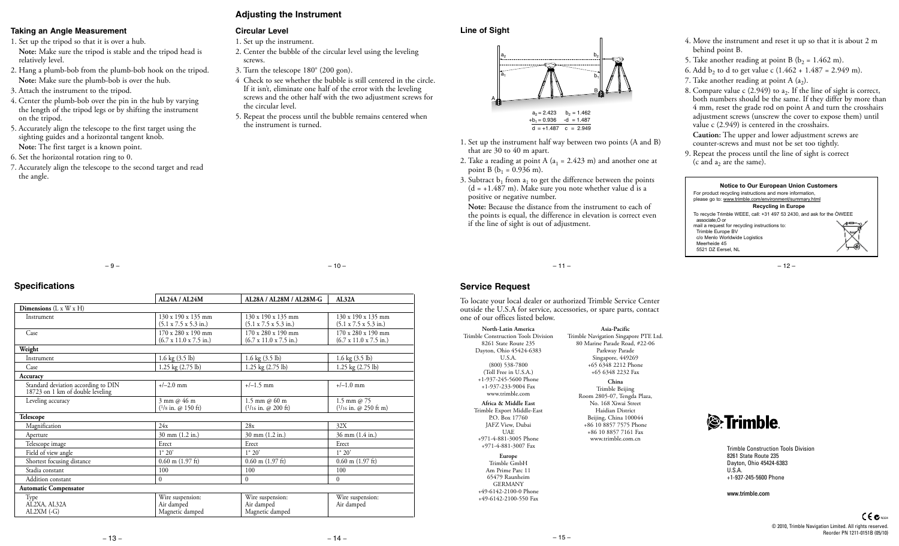## Taking an Angle Measurement

1. Set up the tripod so that it is over a hub.
   **Note:** Make sure the tripod is stable and the tripod head is relatively level.
2. Hang a plumb-bob from the plumb-bob hook on the tripod.
   **Note:** Make sure the plumb-bob is over the hub.
3. Attach the instrument to the tripod.
4. Center the plumb-bob over the pin in the hub by varying the length of the tripod legs or by shifting the instrument on the tripod.
5. Accurately align the telescope to the first target using the sighting guides and a horizontal tangent knob.
   **Note:** The first target is a known point.
6. Set the horizontal rotation ring to 0.
7. Accurately align the telescope to the second target and read the angle.

# Adjusting the Instrument

## Circular Level

1. Set up the instrument.
2. Center the bubble of the circular level using the leveling screws.
3. Turn the telescope 180° (200 gon).
4. Check to see whether the bubble is still centered in the circle. If it isn't, eliminate one half of the error with the leveling screws and the other half with the two adjustment screws for the circular level.
5. Repeat the process until the bubble remains centered when the instrument is turned.

## Line of Sight

$a_2$ = 2.423 &nbsp;&nbsp; $b_2$ = 1.462
+$b_1$ = 0.936 &nbsp;&nbsp; -d = 1.487
d = +1.487 &nbsp;&nbsp; c = 2.949

1. Set up the instrument half way between two points (A and B) that are 30 to 40 m apart.
2. Take a reading at point A ($a_1$ = 2.423 m) and another one at point B ($b_1$ = 0.936 m).
3. Subtract $b_1$ from $a_1$ to get the difference between the points (d = +1.487 m). Make sure you note whether value d is a positive or negative number.
   **Note:** Because the distance from the instrument to each of the points is equal, the difference in elevation is correct even if the line of sight is out of adjustment.
4. Move the instrument and reset it up so that it is about 2 m behind point B.
5. Take another reading at point B ($b_2$ = 1.462 m).
6. Add $b_2$ to d to get value c (1.462 + 1.487 = 2.949 m).
7. Take another reading at point A ($a_2$).
8. Compare value c (2.949) to $a_2$. If the line of sight is correct, both numbers should be the same. If they differ by more than 4 mm, reset the grade rod on point A and turn the crosshairs adjustment screws (unscrew the cover to expose them) until value c (2.949) is centered in the crosshairs.
   **Caution:** The upper and lower adjustment screws are counter-screws and must not be set too tightly.
9. Repeat the process until the line of sight is correct (c and $a_2$ are the same).

**Notice to Our European Union Customers**

For product recycling instructions and more information, please go to: www.trimble.com/environment/summary.html

**Recycling in Europe**

To recycle Trimble WEEE, call: +31 497 53 2430, and ask for the ÒWEEE associate,Ó or
mail a request for recycling instructions to:
Trimble Europe BV
c/o Menlo Worldwide Logistics
Meerheide 45
5521 DZ Eersel, NL

# Specifications

| | AL24A / AL24M | AL28A / AL28M / AL28M-G | AL32A |
|---|---|---|---|
| **Dimensions** (L x W x H) | | | |
| Instrument | 130 x 190 x 135 mm (5.1 x 7.5 x 5.3 in.) | 130 x 190 x 135 mm (5.1 x 7.5 x 5.3 in.) | 130 x 190 x 135 mm (5.1 x 7.5 x 5.3 in.) |
| Case | 170 x 280 x 190 mm (6.7 x 11.0 x 7.5 in.) | 170 x 280 x 190 mm (6.7 x 11.0 x 7.5 in.) | 170 x 280 x 190 mm (6.7 x 11.0 x 7.5 in.) |
| **Weight** | | | |
| Instrument | 1.6 kg (3.5 lb) | 1.6 kg (3.5 lb) | 1.6 kg (3.5 lb) |
| Case | 1.25 kg (2.75 lb) | 1.25 kg (2.75 lb) | 1.25 kg (2.75 lb) |
| **Accuracy** | | | |
| Standard deviation according to DIN 18723 on 1 km of double leveling | +/–2.0 mm | +/–1.5 mm | +/–1.0 mm |
| Leveling accuracy | 3 mm @ 46 m (1/8 in. @ 150 ft) | 1.5 mm @ 60 m (1/16 in. @ 200 ft) | 1.5 mm @ 75 (1/16 in. @ 250 ft m) |
| **Telescope** | | | |
| Magnification | 24x | 28x | 32X |
| Aperture | 30 mm (1.2 in.) | 30 mm (1.2 in.) | 36 mm (1.4 in.) |
| Telescope image | Erect | Erect | Erect |
| Field of view angle | 1° 20' | 1° 20' | 1° 20' |
| Shortest focusing distance | 0.60 m (1.97 ft) | 0.60 m (1.97 ft) | 0.60 m (1.97 ft) |
| Stadia constant | 100 | 100 | 100 |
| Addition constant | 0 | 0 | 0 |
| **Automatic Compensator** | | | |
| Type<br>AL2XA, AL32A<br>AL2XM (-G) | Wire suspension:<br>Air damped<br>Magnetic damped | Wire suspension:<br>Air damped<br>Magnetic damped | Wire suspension:<br>Air damped |

# Service Request

To locate your local dealer or authorized Trimble Service Center outside the U.S.A for service, accessories, or spare parts, contact one of our offices listed below.

**North-Latin America**
Trimble Construction Tools Division
8261 State Route 235
Dayton, Ohio 45424-6383
U.S.A.
(800) 538-7800
(Toll Free in U.S.A.)
+1-937-245-5600 Phone
+1-937-233-9004 Fax
www.trimble.com

**Africa & Middle East**
Trimble Export Middle-East
P.O. Box 17760
JAFZ View, Dubai
UAE
+971-4-881-3005 Phone
+971-4-881-3007 Fax

**Europe**
Trimble GmbH
Am Prime Parc 11
65479 Raunheim
GERMANY
+49-6142-2100-0 Phone
+49-6142-2100-550 Fax

**Asia-Pacific**
Trimble Navigation Singapore PTE Ltd.
80 Marine Parade Road, #22-06
Parkway Parade
Singapore, 449269
+65 6348 2212 Phone
+65 6348 2232 Fax

**China**
Trimble Beijing
Room 2805-07, Tengda Plaza,
No. 168 Xiwai Street
Haidian District
Beijing, China 100044
+86 10 8857 7575 Phone
+86 10 8857 7161 Fax
www.trimble.com.cn

Trimble.

Trimble Construction Tools Division
8261 State Route 235
Dayton, Ohio 45424-6383
U.S.A.
+1-937-245-5600 Phone

www.trimble.com

CE N324

© 2010, Trimble Navigation Limited. All rights reserved.
Reorder PN 1211-0151B (05/10)